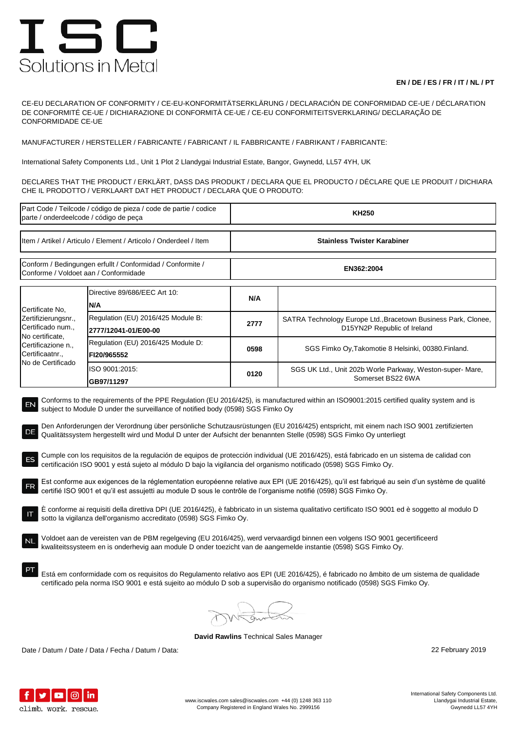# ISC
Solutions in Metal

**EN / DE / ES / FR / IT / NL / PT**

CE-EU DECLARATION OF CONFORMITY / CE-EU-KONFORMITÄTSERKLÄRUNG / DECLARACIÓN DE CONFORMIDAD CE-UE / DÉCLARATION DE CONFORMITÉ CE-UE / DICHIARAZIONE DI CONFORMITÀ CE-UE / CE-EU CONFORMITEITSVERKLARING/ DECLARAÇÃO DE CONFORMIDADE CE-UE

MANUFACTURER / HERSTELLER / FABRICANTE / FABRICANT / IL FABBRICANTE / FABRIKANT / FABRICANTE:

International Safety Components Ltd., Unit 1 Plot 2 Llandygai Industrial Estate, Bangor, Gwynedd, LL57 4YH, UK

DECLARES THAT THE PRODUCT / ERKLÄRT, DASS DAS PRODUKT / DECLARA QUE EL PRODUCTO / DÉCLARE QUE LE PRODUIT / DICHIARA CHE IL PRODOTTO / VERKLAART DAT HET PRODUCT / DECLARA QUE O PRODUTO:

| Part Code / Teilcode / código de pieza / code de partie / codice parte / onderdeelcode / código de peça | **KH250** |
|---|---|
| Item / Artikel / Articulo / Element / Articolo / Onderdeel / Item | **Stainless Twister Karabiner** |
| Conform / Bedingungen erfullt / Conformidad / Conformite / Conforme / Voldoet aan / Conformidade | **EN362:2004** |

| Certificate No, Zertifizierungsnr., Certificado num., No certificate, Certificazione n., Certificaatnr., No de Certificado | Directive 89/686/EEC Art 10: **N/A** | **N/A** | |
|---|---|---|---|
| | Regulation (EU) 2016/425 Module B: **2777/12041-01/E00-00** | **2777** | SATRA Technology Europe Ltd.,Bracetown Business Park, Clonee, D15YN2P Republic of Ireland |
| | Regulation (EU) 2016/425 Module D: **FI20/965552** | **0598** | SGS Fimko Oy,Takomotie 8 Helsinki, 00380.Finland. |
| | ISO 9001:2015: **GB97/11297** | **0120** | SGS UK Ltd., Unit 202b Worle Parkway, Weston-super- Mare, Somerset BS22 6WA |

**EN** Conforms to the requirements of the PPE Regulation (EU 2016/425), is manufactured within an ISO9001:2015 certified quality system and is subject to Module D under the surveillance of notified body (0598) SGS Fimko Oy

**DE** Den Anforderungen der Verordnung über persönliche Schutzausrüstungen (EU 2016/425) entspricht, mit einem nach ISO 9001 zertifizierten Qualitätssystem hergestellt wird und Modul D unter der Aufsicht der benannten Stelle (0598) SGS Fimko Oy unterliegt

**ES** Cumple con los requisitos de la regulación de equipos de protección individual (UE 2016/425), está fabricado en un sistema de calidad con certificación ISO 9001 y está sujeto al módulo D bajo la vigilancia del organismo notificado (0598) SGS Fimko Oy.

**FR** Est conforme aux exigences de la réglementation européenne relative aux EPI (UE 2016/425), qu'il est fabriqué au sein d'un système de qualité certifié ISO 9001 et qu'il est assujetti au module D sous le contrôle de l'organisme notifié (0598) SGS Fimko Oy.

**IT** È conforme ai requisiti della direttiva DPI (UE 2016/425), è fabbricato in un sistema qualitativo certificato ISO 9001 ed è soggetto al modulo D sotto la vigilanza dell'organismo accreditato (0598) SGS Fimko Oy.

**NL** Voldoet aan de vereisten van de PBM regelgeving (EU 2016/425), werd vervaardigd binnen een volgens ISO 9001 gecertificeerd kwaliteitssysteem en is onderhevig aan module D onder toezicht van de aangemelde instantie (0598) SGS Fimko Oy.

**PT** Está em conformidade com os requisitos do Regulamento relativo aos EPI (UE 2016/425), é fabricado no âmbito de um sistema de qualidade certificado pela norma ISO 9001 e está sujeito ao módulo D sob a supervisão do organismo notificado (0598) SGS Fimko Oy.

**David Rawlins** Technical Sales Manager

Date / Datum / Date / Data / Fecha / Datum / Data: 22 February 2019

climb. work. rescue.

www.iscwales.com sales@iscwales.com +44 (0) 1248 363 110
Company Registered in England Wales No. 2999156

International Safety Components Ltd.
Llandygai Industrial Estate,
Gwynedd LL57 4YH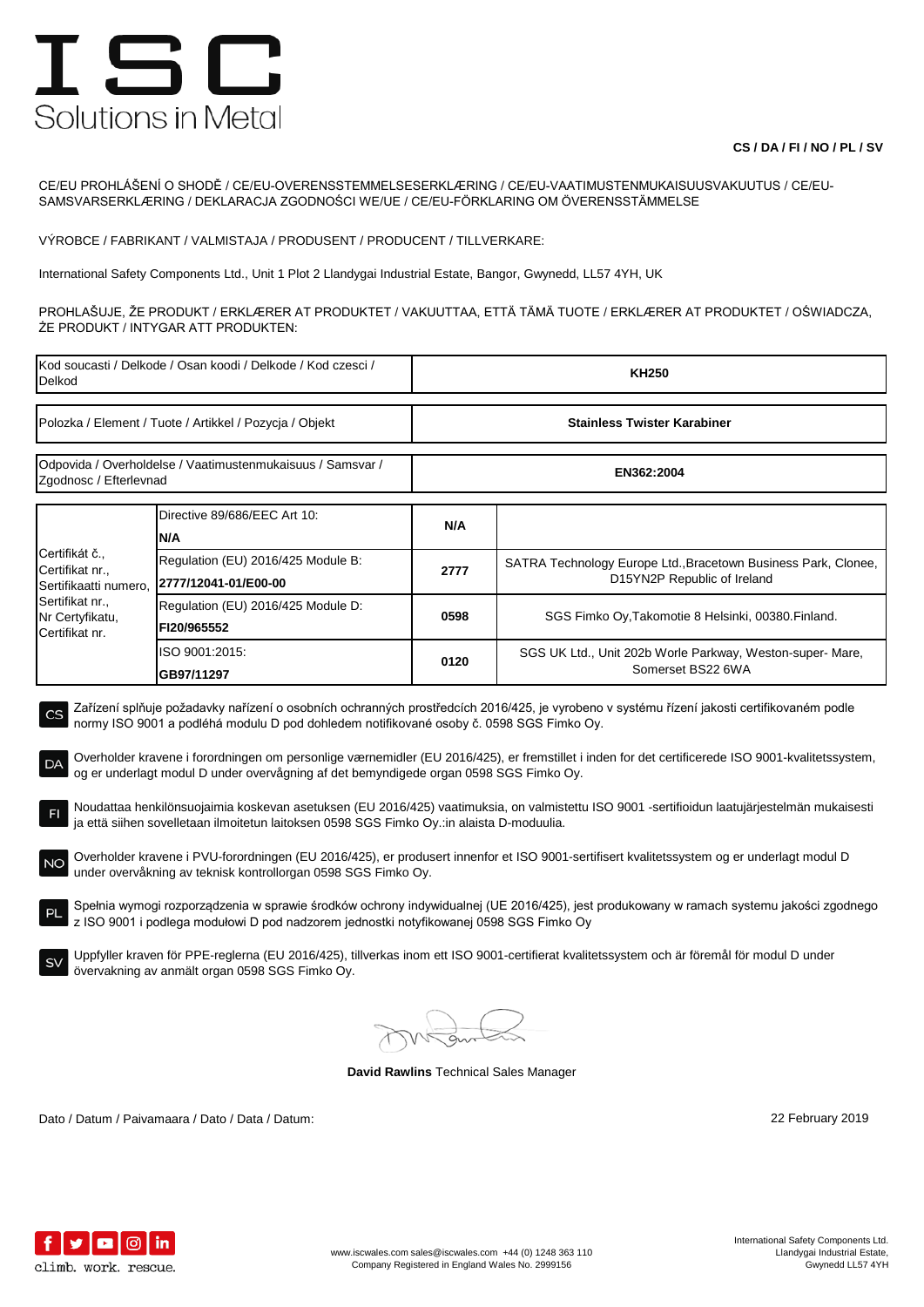# ISC

Solutions in Metal

**CS / DA / FI / NO / PL / SV**

CE/EU PROHLÁŠENÍ O SHODĚ / CE/EU-OVERENSSTEMMELSESERKLÆRING / CE/EU-VAATIMUSTENMUKAISUUSVAKUUTUS / CE/EU-SAMSVARSERKLÆRING / DEKLARACJA ZGODNOŚCI WE/UE / CE/EU-FÖRKLARING OM ÖVERENSSTÄMMELSE

VÝROBCE / FABRIKANT / VALMISTAJA / PRODUSENT / PRODUCENT / TILLVERKARE:

International Safety Components Ltd., Unit 1 Plot 2 Llandygai Industrial Estate, Bangor, Gwynedd, LL57 4YH, UK

PROHLAŠUJE, ŽE PRODUKT / ERKLÆRER AT PRODUKTET / VAKUUTTAA, ETTÄ TÄMÄ TUOTE / ERKLÆRER AT PRODUKTET / OŚWIADCZA, ŻE PRODUKT / INTYGAR ATT PRODUKTEN:

| | |
|---|---|
| Kod soucasti / Delkode / Osan koodi / Delkode / Kod czesci / Delkod | **KH250** |
| Polozka / Element / Tuote / Artikkel / Pozycja / Objekt | **Stainless Twister Karabiner** |
| Odpovida / Overholdelse / Vaatimustenmukaisuus / Samsvar / Zgodnosc / Efterlevnad | **EN362:2004** |

| | | | |
|---|---|---|---|
| Certifikát č., Certifikat nr., Sertifikaatti numero, Sertifikat nr., Nr Certyfikatu, Certifikat nr. | Directive 89/686/EEC Art 10: **N/A** | **N/A** | |
| | Regulation (EU) 2016/425 Module B: **2777/12041-01/E00-00** | **2777** | SATRA Technology Europe Ltd.,Bracetown Business Park, Clonee, D15YN2P Republic of Ireland |
| | Regulation (EU) 2016/425 Module D: **FI20/965552** | **0598** | SGS Fimko Oy,Takomotie 8 Helsinki, 00380.Finland. |
| | ISO 9001:2015: **GB97/11297** | **0120** | SGS UK Ltd., Unit 202b Worle Parkway, Weston-super- Mare, Somerset BS22 6WA |

CS Zařízení splňuje požadavky nařízení o osobních ochranných prostředcích 2016/425, je vyrobeno v systému řízení jakosti certifikovaném podle normy ISO 9001 a podléhá modulu D pod dohledem notifikované osoby č. 0598 SGS Fimko Oy.

DA Overholder kravene i forordningen om personlige værnemidler (EU 2016/425), er fremstillet i inden for det certificerede ISO 9001-kvalitetssystem, og er underlagt modul D under overvågning af det bemyndigede organ 0598 SGS Fimko Oy.

FI Noudattaa henkilönsuojaimia koskevan asetuksen (EU 2016/425) vaatimuksia, on valmistettu ISO 9001 -sertifioidun laatujärjestelmän mukaisesti ja että siihen sovelletaan ilmoitetun laitoksen 0598 SGS Fimko Oy.:in alaista D-moduulia.

NO Overholder kravene i PVU-forordningen (EU 2016/425), er produsert innenfor et ISO 9001-sertifisert kvalitetssystem og er underlagt modul D under overvåkning av teknisk kontrollorgan 0598 SGS Fimko Oy.

PL Spełnia wymogi rozporządzenia w sprawie środków ochrony indywidualnej (UE 2016/425), jest produkowany w ramach systemu jakości zgodnego z ISO 9001 i podlega modułowi D pod nadzorem jednostki notyfikowanej 0598 SGS Fimko Oy

SV Uppfyller kraven för PPE-reglerna (EU 2016/425), tillverkas inom ett ISO 9001-certifierat kvalitetssystem och är föremål för modul D under övervakning av anmält organ 0598 SGS Fimko Oy.

**David Rawlins** Technical Sales Manager

Dato / Datum / Paivamaara / Dato / Data / Datum: 22 February 2019

climb. work. rescue.

www.iscwales.com sales@iscwales.com +44 (0) 1248 363 110
Company Registered in England Wales No. 2999156

International Safety Components Ltd.
Llandygai Industrial Estate,
Gwynedd LL57 4YH